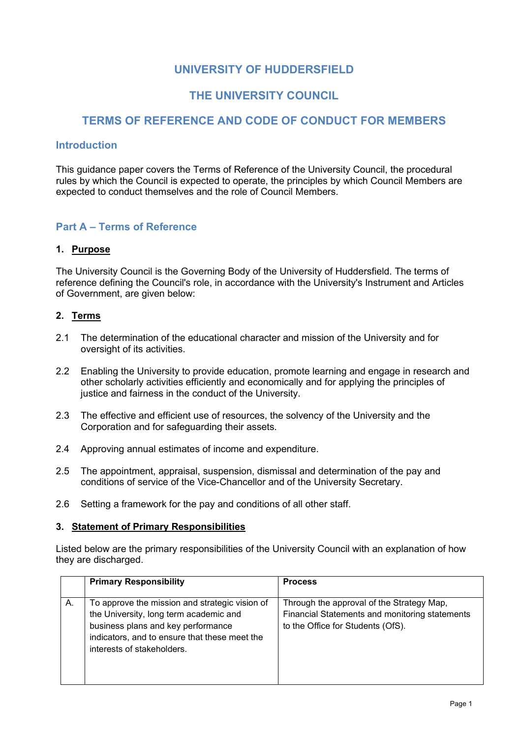# UNIVERSITY OF HUDDERSFIELD

# THE UNIVERSITY COUNCIL

# TERMS OF REFERENCE AND CODE OF CONDUCT FOR MEMBERS

## Introduction

This guidance paper covers the Terms of Reference of the University Council, the procedural rules by which the Council is expected to operate, the principles by which Council Members are expected to conduct themselves and the role of Council Members.

## Part A – Terms of Reference

### 1. Purpose

The University Council is the Governing Body of the University of Huddersfield. The terms of reference defining the Council's role, in accordance with the University's Instrument and Articles of Government, are given below:

### 2. Terms

2.1 The determination of the educational character and mission of the University and for oversight of its activities.

2.2 Enabling the University to provide education, promote learning and engage in research and other scholarly activities efficiently and economically and for applying the principles of justice and fairness in the conduct of the University.

2.3 The effective and efficient use of resources, the solvency of the University and the Corporation and for safeguarding their assets.

2.4 Approving annual estimates of income and expenditure.

2.5 The appointment, appraisal, suspension, dismissal and determination of the pay and conditions of service of the Vice-Chancellor and of the University Secretary.

2.6 Setting a framework for the pay and conditions of all other staff.

### 3. Statement of Primary Responsibilities

Listed below are the primary responsibilities of the University Council with an explanation of how they are discharged.

| | Primary Responsibility | Process |
|---|---|---|
| A. | To approve the mission and strategic vision of the University, long term academic and business plans and key performance indicators, and to ensure that these meet the interests of stakeholders. | Through the approval of the Strategy Map, Financial Statements and monitoring statements to the Office for Students (OfS). |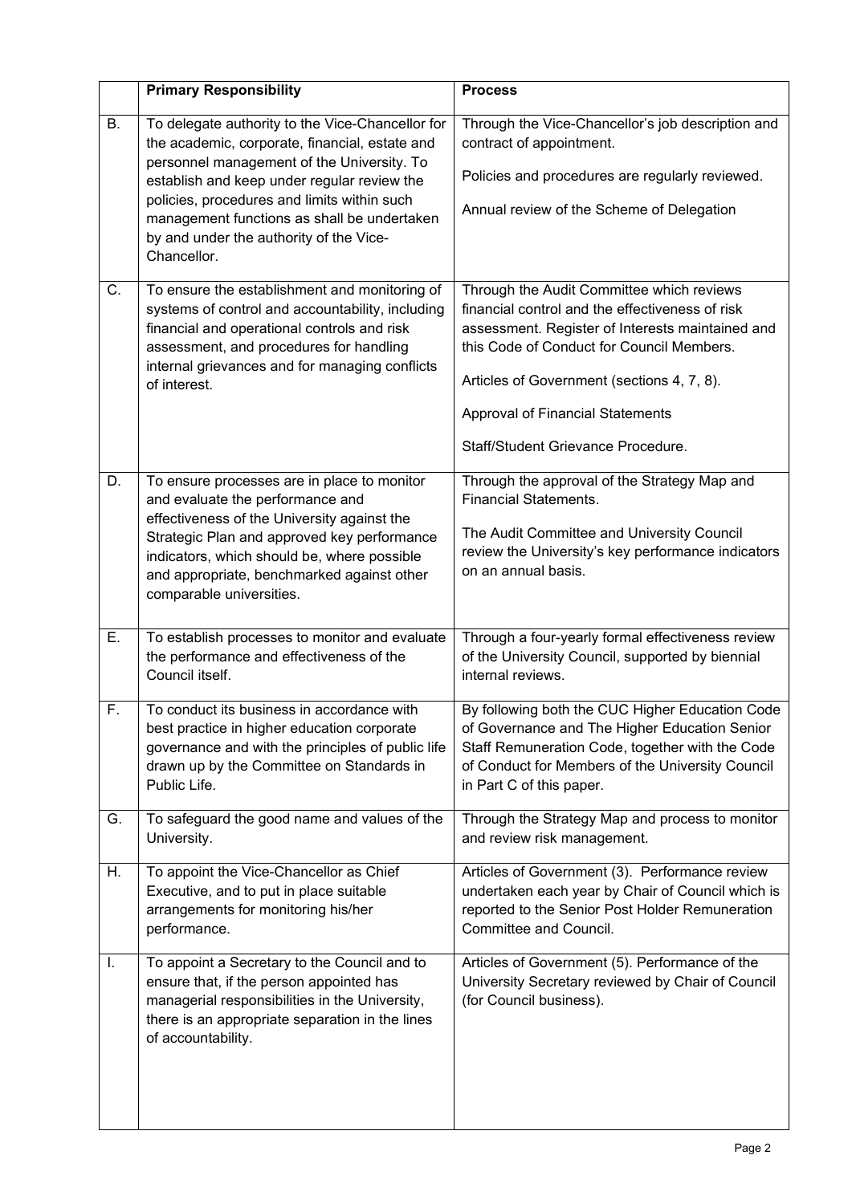| | Primary Responsibility | Process |
|---|---|---|
| B. | To delegate authority to the Vice-Chancellor for the academic, corporate, financial, estate and personnel management of the University. To establish and keep under regular review the policies, procedures and limits within such management functions as shall be undertaken by and under the authority of the Vice-Chancellor. | Through the Vice-Chancellor's job description and contract of appointment.<br><br>Policies and procedures are regularly reviewed.<br><br>Annual review of the Scheme of Delegation |
| C. | To ensure the establishment and monitoring of systems of control and accountability, including financial and operational controls and risk assessment, and procedures for handling internal grievances and for managing conflicts of interest. | Through the Audit Committee which reviews financial control and the effectiveness of risk assessment. Register of Interests maintained and this Code of Conduct for Council Members.<br><br>Articles of Government (sections 4, 7, 8).<br><br>Approval of Financial Statements<br><br>Staff/Student Grievance Procedure. |
| D. | To ensure processes are in place to monitor and evaluate the performance and effectiveness of the University against the Strategic Plan and approved key performance indicators, which should be, where possible and appropriate, benchmarked against other comparable universities. | Through the approval of the Strategy Map and Financial Statements.<br><br>The Audit Committee and University Council review the University's key performance indicators on an annual basis. |
| E. | To establish processes to monitor and evaluate the performance and effectiveness of the Council itself. | Through a four-yearly formal effectiveness review of the University Council, supported by biennial internal reviews. |
| F. | To conduct its business in accordance with best practice in higher education corporate governance and with the principles of public life drawn up by the Committee on Standards in Public Life. | By following both the CUC Higher Education Code of Governance and The Higher Education Senior Staff Remuneration Code, together with the Code of Conduct for Members of the University Council in Part C of this paper. |
| G. | To safeguard the good name and values of the University. | Through the Strategy Map and process to monitor and review risk management. |
| H. | To appoint the Vice-Chancellor as Chief Executive, and to put in place suitable arrangements for monitoring his/her performance. | Articles of Government (3). Performance review undertaken each year by Chair of Council which is reported to the Senior Post Holder Remuneration Committee and Council. |
| I. | To appoint a Secretary to the Council and to ensure that, if the person appointed has managerial responsibilities in the University, there is an appropriate separation in the lines of accountability. | Articles of Government (5). Performance of the University Secretary reviewed by Chair of Council (for Council business). |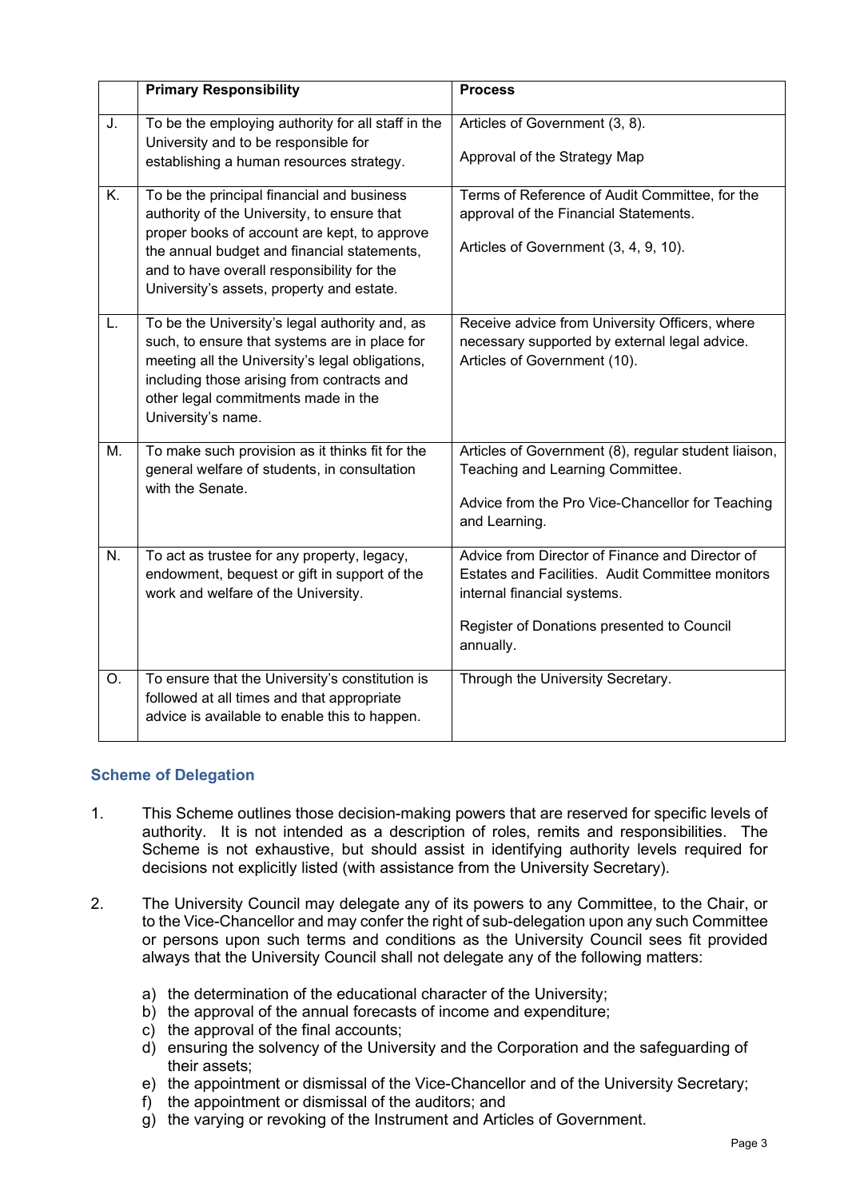| | Primary Responsibility | Process |
|---|---|---|
| J. | To be the employing authority for all staff in the University and to be responsible for establishing a human resources strategy. | Articles of Government (3, 8).<br><br>Approval of the Strategy Map |
| K. | To be the principal financial and business authority of the University, to ensure that proper books of account are kept, to approve the annual budget and financial statements, and to have overall responsibility for the University's assets, property and estate. | Terms of Reference of Audit Committee, for the approval of the Financial Statements.<br><br>Articles of Government (3, 4, 9, 10). |
| L. | To be the University's legal authority and, as such, to ensure that systems are in place for meeting all the University's legal obligations, including those arising from contracts and other legal commitments made in the University's name. | Receive advice from University Officers, where necessary supported by external legal advice. Articles of Government (10). |
| M. | To make such provision as it thinks fit for the general welfare of students, in consultation with the Senate. | Articles of Government (8), regular student liaison, Teaching and Learning Committee.<br><br>Advice from the Pro Vice-Chancellor for Teaching and Learning. |
| N. | To act as trustee for any property, legacy, endowment, bequest or gift in support of the work and welfare of the University. | Advice from Director of Finance and Director of Estates and Facilities. Audit Committee monitors internal financial systems.<br><br>Register of Donations presented to Council annually. |
| O. | To ensure that the University's constitution is followed at all times and that appropriate advice is available to enable this to happen. | Through the University Secretary. |

## Scheme of Delegation

1. This Scheme outlines those decision-making powers that are reserved for specific levels of authority. It is not intended as a description of roles, remits and responsibilities. The Scheme is not exhaustive, but should assist in identifying authority levels required for decisions not explicitly listed (with assistance from the University Secretary).

2. The University Council may delegate any of its powers to any Committee, to the Chair, or to the Vice-Chancellor and may confer the right of sub-delegation upon any such Committee or persons upon such terms and conditions as the University Council sees fit provided always that the University Council shall not delegate any of the following matters:

   a) the determination of the educational character of the University;
   b) the approval of the annual forecasts of income and expenditure;
   c) the approval of the final accounts;
   d) ensuring the solvency of the University and the Corporation and the safeguarding of their assets;
   e) the appointment or dismissal of the Vice-Chancellor and of the University Secretary;
   f) the appointment or dismissal of the auditors; and
   g) the varying or revoking of the Instrument and Articles of Government.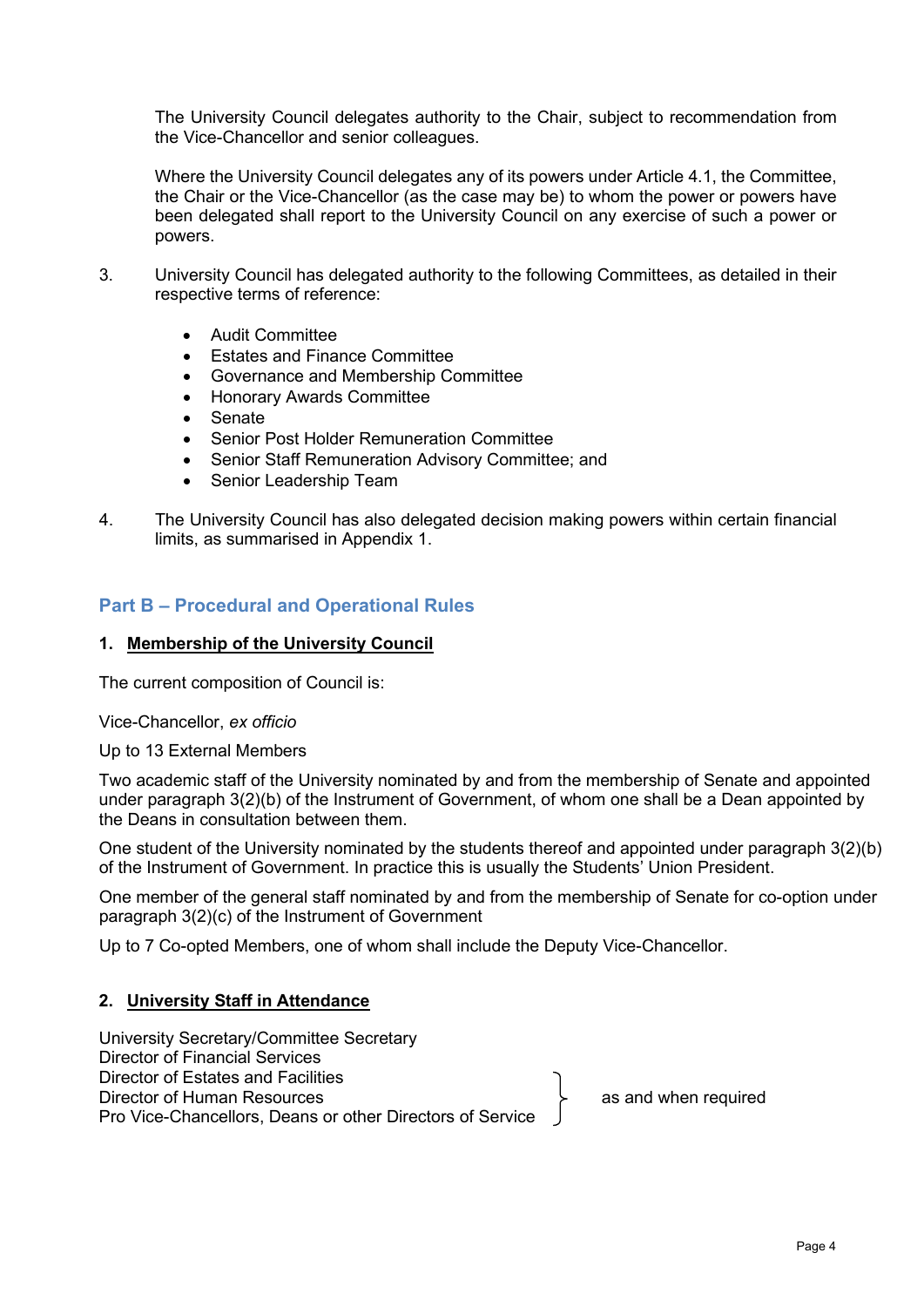The University Council delegates authority to the Chair, subject to recommendation from the Vice-Chancellor and senior colleagues.

Where the University Council delegates any of its powers under Article 4.1, the Committee, the Chair or the Vice-Chancellor (as the case may be) to whom the power or powers have been delegated shall report to the University Council on any exercise of such a power or powers.

3. University Council has delegated authority to the following Committees, as detailed in their respective terms of reference:

   - Audit Committee
   - Estates and Finance Committee
   - Governance and Membership Committee
   - Honorary Awards Committee
   - Senate
   - Senior Post Holder Remuneration Committee
   - Senior Staff Remuneration Advisory Committee; and
   - Senior Leadership Team

4. The University Council has also delegated decision making powers within certain financial limits, as summarised in Appendix 1.

## Part B – Procedural and Operational Rules

### 1. Membership of the University Council

The current composition of Council is:

Vice-Chancellor, *ex officio*

Up to 13 External Members

Two academic staff of the University nominated by and from the membership of Senate and appointed under paragraph 3(2)(b) of the Instrument of Government, of whom one shall be a Dean appointed by the Deans in consultation between them.

One student of the University nominated by the students thereof and appointed under paragraph 3(2)(b) of the Instrument of Government. In practice this is usually the Students' Union President.

One member of the general staff nominated by and from the membership of Senate for co-option under paragraph 3(2)(c) of the Instrument of Government

Up to 7 Co-opted Members, one of whom shall include the Deputy Vice-Chancellor.

### 2. University Staff in Attendance

University Secretary/Committee Secretary
Director of Financial Services
Director of Estates and Facilities
Director of Human Resources
Pro Vice-Chancellors, Deans or other Directors of Service

(Director of Estates and Facilities; Director of Human Resources; Pro Vice-Chancellors, Deans or other Directors of Service: as and when required)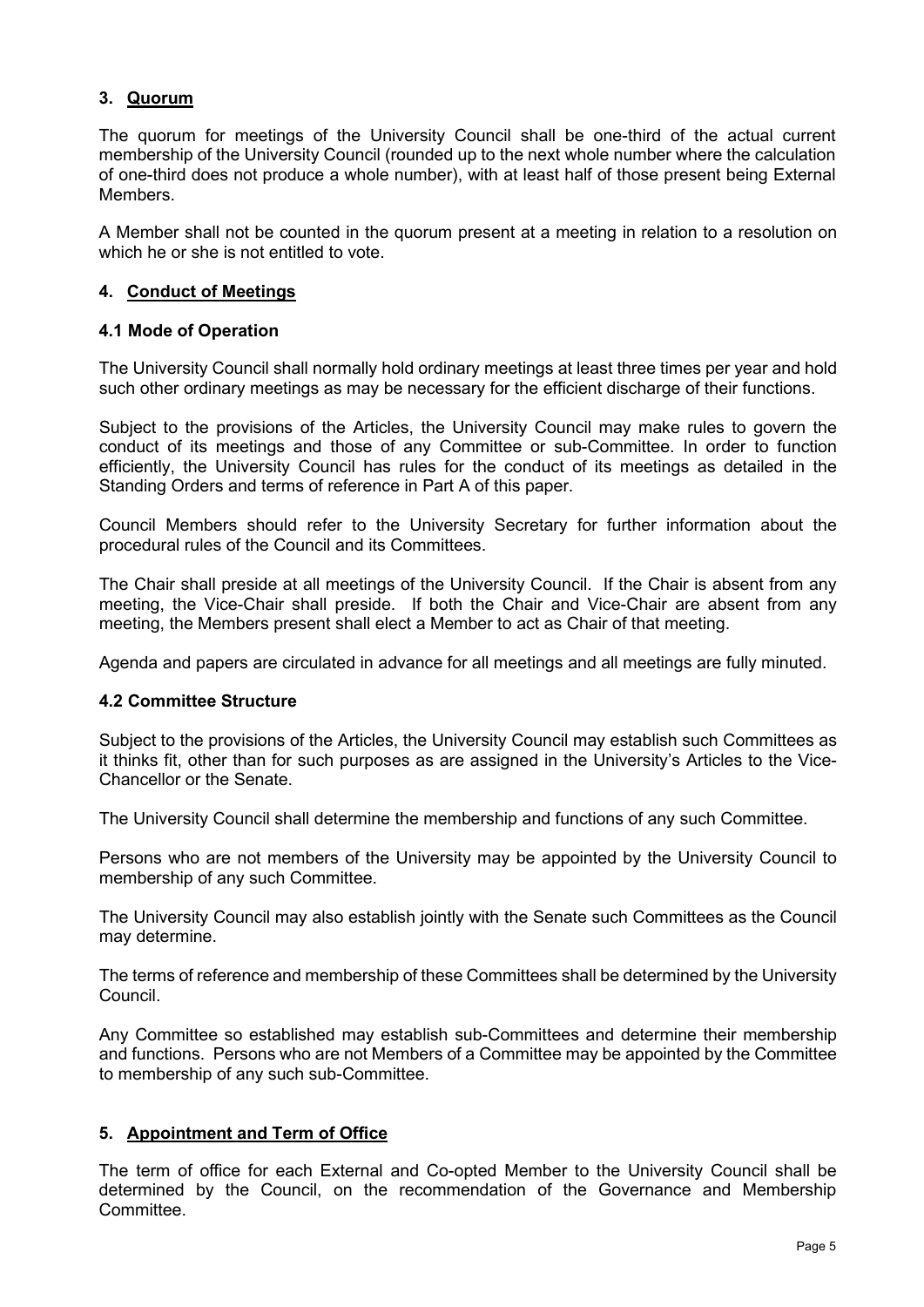## 3. Quorum

The quorum for meetings of the University Council shall be one-third of the actual current membership of the University Council (rounded up to the next whole number where the calculation of one-third does not produce a whole number), with at least half of those present being External Members.

A Member shall not be counted in the quorum present at a meeting in relation to a resolution on which he or she is not entitled to vote.

## 4. Conduct of Meetings

### 4.1 Mode of Operation

The University Council shall normally hold ordinary meetings at least three times per year and hold such other ordinary meetings as may be necessary for the efficient discharge of their functions.

Subject to the provisions of the Articles, the University Council may make rules to govern the conduct of its meetings and those of any Committee or sub-Committee. In order to function efficiently, the University Council has rules for the conduct of its meetings as detailed in the Standing Orders and terms of reference in Part A of this paper.

Council Members should refer to the University Secretary for further information about the procedural rules of the Council and its Committees.

The Chair shall preside at all meetings of the University Council. If the Chair is absent from any meeting, the Vice-Chair shall preside. If both the Chair and Vice-Chair are absent from any meeting, the Members present shall elect a Member to act as Chair of that meeting.

Agenda and papers are circulated in advance for all meetings and all meetings are fully minuted.

### 4.2 Committee Structure

Subject to the provisions of the Articles, the University Council may establish such Committees as it thinks fit, other than for such purposes as are assigned in the University's Articles to the Vice-Chancellor or the Senate.

The University Council shall determine the membership and functions of any such Committee.

Persons who are not members of the University may be appointed by the University Council to membership of any such Committee.

The University Council may also establish jointly with the Senate such Committees as the Council may determine.

The terms of reference and membership of these Committees shall be determined by the University Council.

Any Committee so established may establish sub-Committees and determine their membership and functions. Persons who are not Members of a Committee may be appointed by the Committee to membership of any such sub-Committee.

## 5. Appointment and Term of Office

The term of office for each External and Co-opted Member to the University Council shall be determined by the Council, on the recommendation of the Governance and Membership Committee.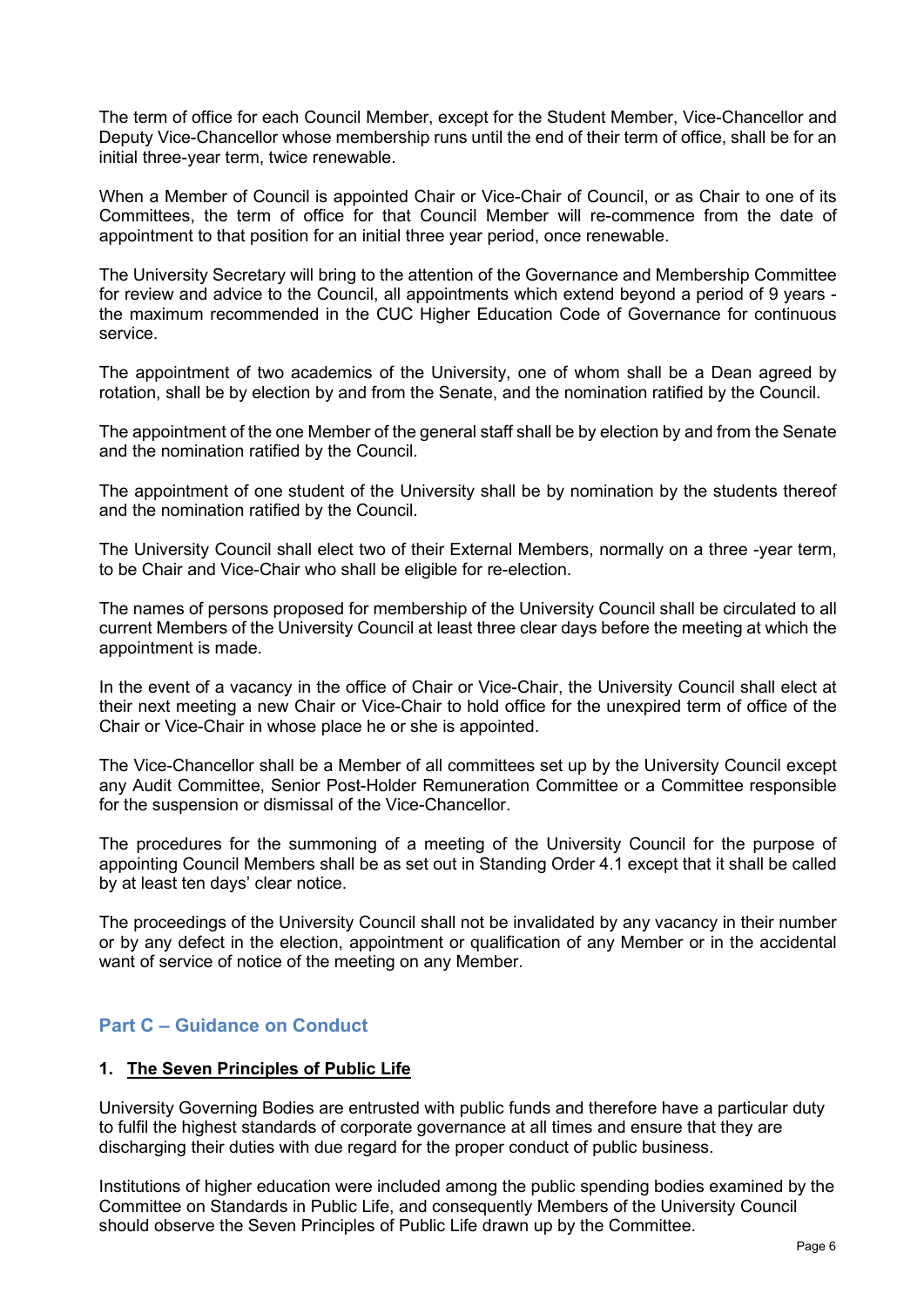The term of office for each Council Member, except for the Student Member, Vice-Chancellor and Deputy Vice-Chancellor whose membership runs until the end of their term of office, shall be for an initial three-year term, twice renewable.

When a Member of Council is appointed Chair or Vice-Chair of Council, or as Chair to one of its Committees, the term of office for that Council Member will re-commence from the date of appointment to that position for an initial three year period, once renewable.

The University Secretary will bring to the attention of the Governance and Membership Committee for review and advice to the Council, all appointments which extend beyond a period of 9 years - the maximum recommended in the CUC Higher Education Code of Governance for continuous service.

The appointment of two academics of the University, one of whom shall be a Dean agreed by rotation, shall be by election by and from the Senate, and the nomination ratified by the Council.

The appointment of the one Member of the general staff shall be by election by and from the Senate and the nomination ratified by the Council.

The appointment of one student of the University shall be by nomination by the students thereof and the nomination ratified by the Council.

The University Council shall elect two of their External Members, normally on a three -year term, to be Chair and Vice-Chair who shall be eligible for re-election.

The names of persons proposed for membership of the University Council shall be circulated to all current Members of the University Council at least three clear days before the meeting at which the appointment is made.

In the event of a vacancy in the office of Chair or Vice-Chair, the University Council shall elect at their next meeting a new Chair or Vice-Chair to hold office for the unexpired term of office of the Chair or Vice-Chair in whose place he or she is appointed.

The Vice-Chancellor shall be a Member of all committees set up by the University Council except any Audit Committee, Senior Post-Holder Remuneration Committee or a Committee responsible for the suspension or dismissal of the Vice-Chancellor.

The procedures for the summoning of a meeting of the University Council for the purpose of appointing Council Members shall be as set out in Standing Order 4.1 except that it shall be called by at least ten days' clear notice.

The proceedings of the University Council shall not be invalidated by any vacancy in their number or by any defect in the election, appointment or qualification of any Member or in the accidental want of service of notice of the meeting on any Member.

## Part C – Guidance on Conduct

### 1. The Seven Principles of Public Life

University Governing Bodies are entrusted with public funds and therefore have a particular duty to fulfil the highest standards of corporate governance at all times and ensure that they are discharging their duties with due regard for the proper conduct of public business.

Institutions of higher education were included among the public spending bodies examined by the Committee on Standards in Public Life, and consequently Members of the University Council should observe the Seven Principles of Public Life drawn up by the Committee.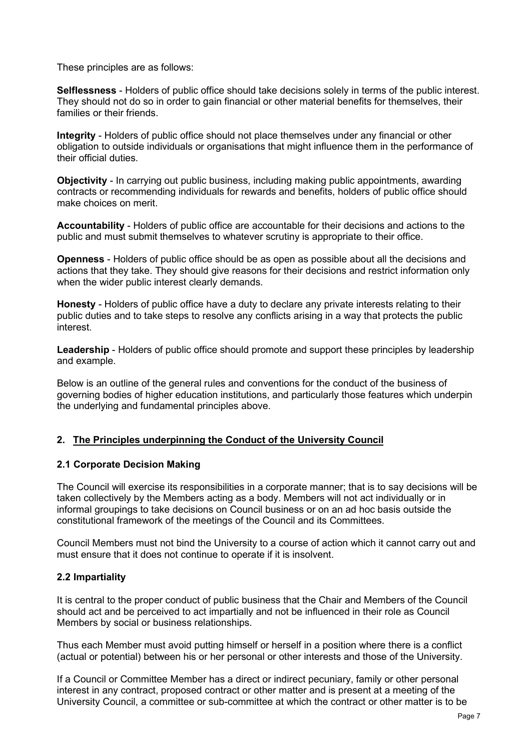These principles are as follows:

**Selflessness** - Holders of public office should take decisions solely in terms of the public interest. They should not do so in order to gain financial or other material benefits for themselves, their families or their friends.

**Integrity** - Holders of public office should not place themselves under any financial or other obligation to outside individuals or organisations that might influence them in the performance of their official duties.

**Objectivity** - In carrying out public business, including making public appointments, awarding contracts or recommending individuals for rewards and benefits, holders of public office should make choices on merit.

**Accountability** - Holders of public office are accountable for their decisions and actions to the public and must submit themselves to whatever scrutiny is appropriate to their office.

**Openness** - Holders of public office should be as open as possible about all the decisions and actions that they take. They should give reasons for their decisions and restrict information only when the wider public interest clearly demands.

**Honesty** - Holders of public office have a duty to declare any private interests relating to their public duties and to take steps to resolve any conflicts arising in a way that protects the public interest.

**Leadership** - Holders of public office should promote and support these principles by leadership and example.

Below is an outline of the general rules and conventions for the conduct of the business of governing bodies of higher education institutions, and particularly those features which underpin the underlying and fundamental principles above.

## 2. The Principles underpinning the Conduct of the University Council

### 2.1 Corporate Decision Making

The Council will exercise its responsibilities in a corporate manner; that is to say decisions will be taken collectively by the Members acting as a body. Members will not act individually or in informal groupings to take decisions on Council business or on an ad hoc basis outside the constitutional framework of the meetings of the Council and its Committees.

Council Members must not bind the University to a course of action which it cannot carry out and must ensure that it does not continue to operate if it is insolvent.

### 2.2 Impartiality

It is central to the proper conduct of public business that the Chair and Members of the Council should act and be perceived to act impartially and not be influenced in their role as Council Members by social or business relationships.

Thus each Member must avoid putting himself or herself in a position where there is a conflict (actual or potential) between his or her personal or other interests and those of the University.

If a Council or Committee Member has a direct or indirect pecuniary, family or other personal interest in any contract, proposed contract or other matter and is present at a meeting of the University Council, a committee or sub-committee at which the contract or other matter is to be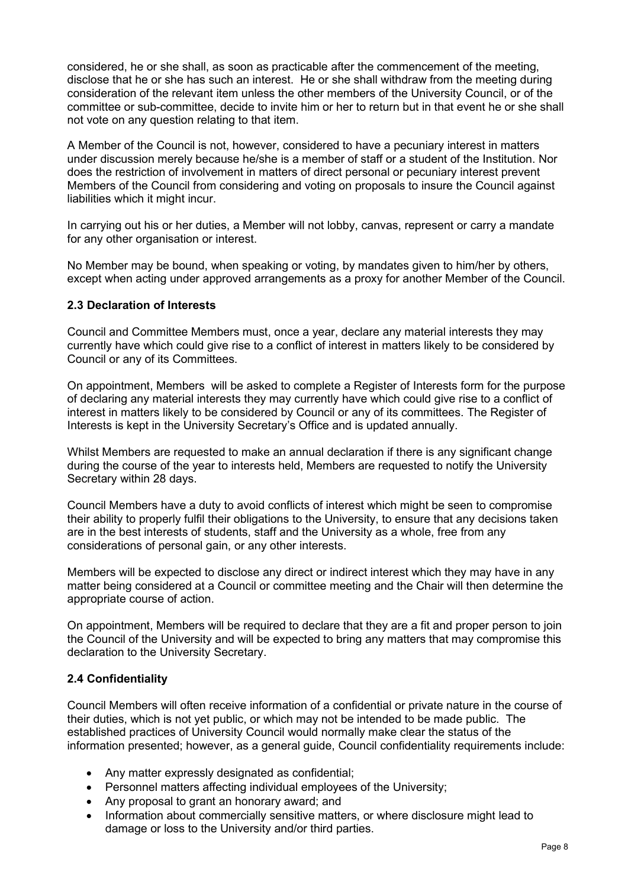considered, he or she shall, as soon as practicable after the commencement of the meeting, disclose that he or she has such an interest. He or she shall withdraw from the meeting during consideration of the relevant item unless the other members of the University Council, or of the committee or sub-committee, decide to invite him or her to return but in that event he or she shall not vote on any question relating to that item.

A Member of the Council is not, however, considered to have a pecuniary interest in matters under discussion merely because he/she is a member of staff or a student of the Institution. Nor does the restriction of involvement in matters of direct personal or pecuniary interest prevent Members of the Council from considering and voting on proposals to insure the Council against liabilities which it might incur.

In carrying out his or her duties, a Member will not lobby, canvas, represent or carry a mandate for any other organisation or interest.

No Member may be bound, when speaking or voting, by mandates given to him/her by others, except when acting under approved arrangements as a proxy for another Member of the Council.

### 2.3 Declaration of Interests

Council and Committee Members must, once a year, declare any material interests they may currently have which could give rise to a conflict of interest in matters likely to be considered by Council or any of its Committees.

On appointment, Members will be asked to complete a Register of Interests form for the purpose of declaring any material interests they may currently have which could give rise to a conflict of interest in matters likely to be considered by Council or any of its committees. The Register of Interests is kept in the University Secretary's Office and is updated annually.

Whilst Members are requested to make an annual declaration if there is any significant change during the course of the year to interests held, Members are requested to notify the University Secretary within 28 days.

Council Members have a duty to avoid conflicts of interest which might be seen to compromise their ability to properly fulfil their obligations to the University, to ensure that any decisions taken are in the best interests of students, staff and the University as a whole, free from any considerations of personal gain, or any other interests.

Members will be expected to disclose any direct or indirect interest which they may have in any matter being considered at a Council or committee meeting and the Chair will then determine the appropriate course of action.

On appointment, Members will be required to declare that they are a fit and proper person to join the Council of the University and will be expected to bring any matters that may compromise this declaration to the University Secretary.

### 2.4 Confidentiality

Council Members will often receive information of a confidential or private nature in the course of their duties, which is not yet public, or which may not be intended to be made public. The established practices of University Council would normally make clear the status of the information presented; however, as a general guide, Council confidentiality requirements include:

- Any matter expressly designated as confidential;
- Personnel matters affecting individual employees of the University;
- Any proposal to grant an honorary award; and
- Information about commercially sensitive matters, or where disclosure might lead to damage or loss to the University and/or third parties.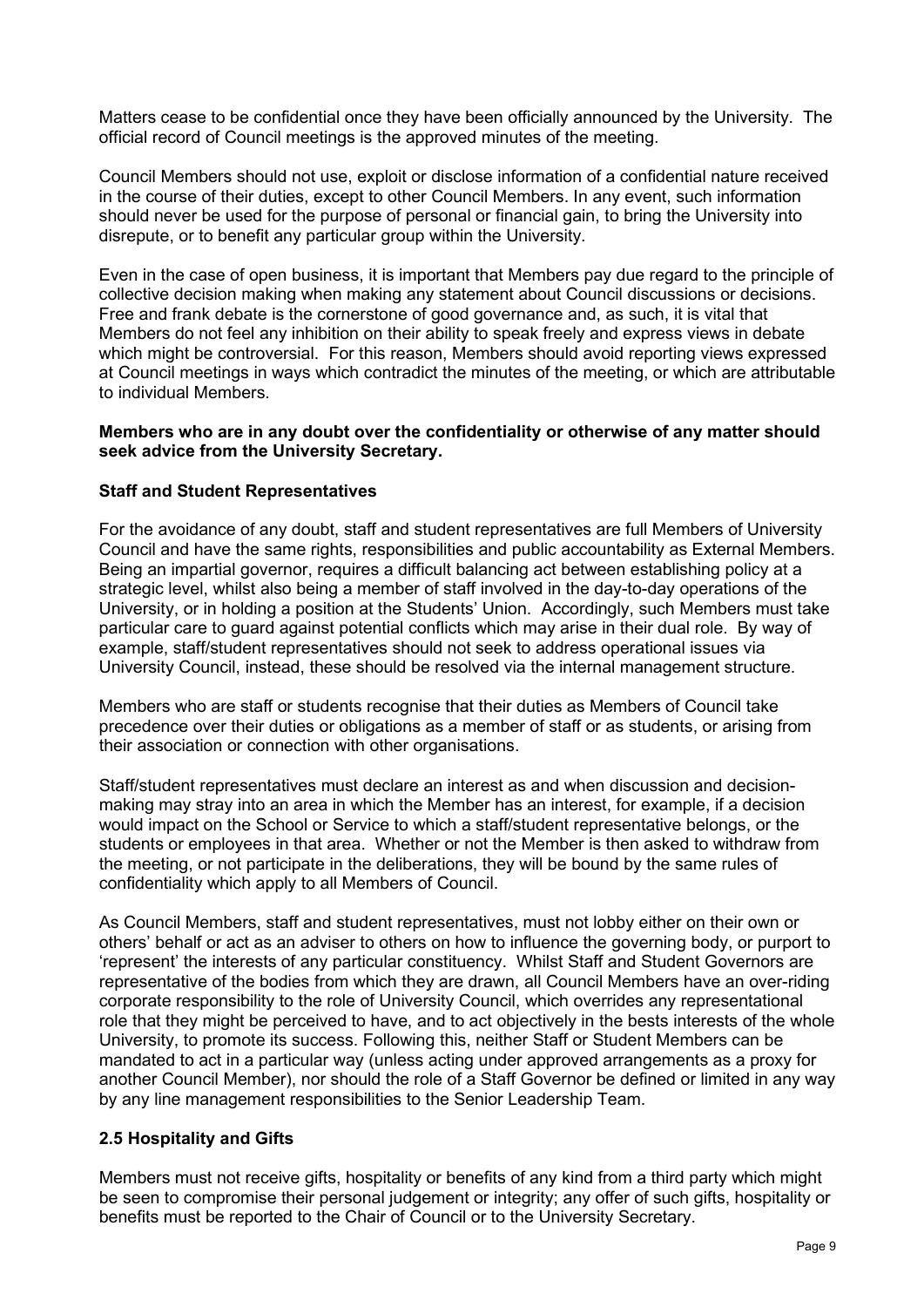Matters cease to be confidential once they have been officially announced by the University. The official record of Council meetings is the approved minutes of the meeting.

Council Members should not use, exploit or disclose information of a confidential nature received in the course of their duties, except to other Council Members. In any event, such information should never be used for the purpose of personal or financial gain, to bring the University into disrepute, or to benefit any particular group within the University.

Even in the case of open business, it is important that Members pay due regard to the principle of collective decision making when making any statement about Council discussions or decisions. Free and frank debate is the cornerstone of good governance and, as such, it is vital that Members do not feel any inhibition on their ability to speak freely and express views in debate which might be controversial. For this reason, Members should avoid reporting views expressed at Council meetings in ways which contradict the minutes of the meeting, or which are attributable to individual Members.

**Members who are in any doubt over the confidentiality or otherwise of any matter should seek advice from the University Secretary.**

**Staff and Student Representatives**

For the avoidance of any doubt, staff and student representatives are full Members of University Council and have the same rights, responsibilities and public accountability as External Members. Being an impartial governor, requires a difficult balancing act between establishing policy at a strategic level, whilst also being a member of staff involved in the day-to-day operations of the University, or in holding a position at the Students' Union. Accordingly, such Members must take particular care to guard against potential conflicts which may arise in their dual role. By way of example, staff/student representatives should not seek to address operational issues via University Council, instead, these should be resolved via the internal management structure.

Members who are staff or students recognise that their duties as Members of Council take precedence over their duties or obligations as a member of staff or as students, or arising from their association or connection with other organisations.

Staff/student representatives must declare an interest as and when discussion and decision-making may stray into an area in which the Member has an interest, for example, if a decision would impact on the School or Service to which a staff/student representative belongs, or the students or employees in that area. Whether or not the Member is then asked to withdraw from the meeting, or not participate in the deliberations, they will be bound by the same rules of confidentiality which apply to all Members of Council.

As Council Members, staff and student representatives, must not lobby either on their own or others' behalf or act as an adviser to others on how to influence the governing body, or purport to 'represent' the interests of any particular constituency. Whilst Staff and Student Governors are representative of the bodies from which they are drawn, all Council Members have an over-riding corporate responsibility to the role of University Council, which overrides any representational role that they might be perceived to have, and to act objectively in the bests interests of the whole University, to promote its success. Following this, neither Staff or Student Members can be mandated to act in a particular way (unless acting under approved arrangements as a proxy for another Council Member), nor should the role of a Staff Governor be defined or limited in any way by any line management responsibilities to the Senior Leadership Team.

## 2.5 Hospitality and Gifts

Members must not receive gifts, hospitality or benefits of any kind from a third party which might be seen to compromise their personal judgement or integrity; any offer of such gifts, hospitality or benefits must be reported to the Chair of Council or to the University Secretary.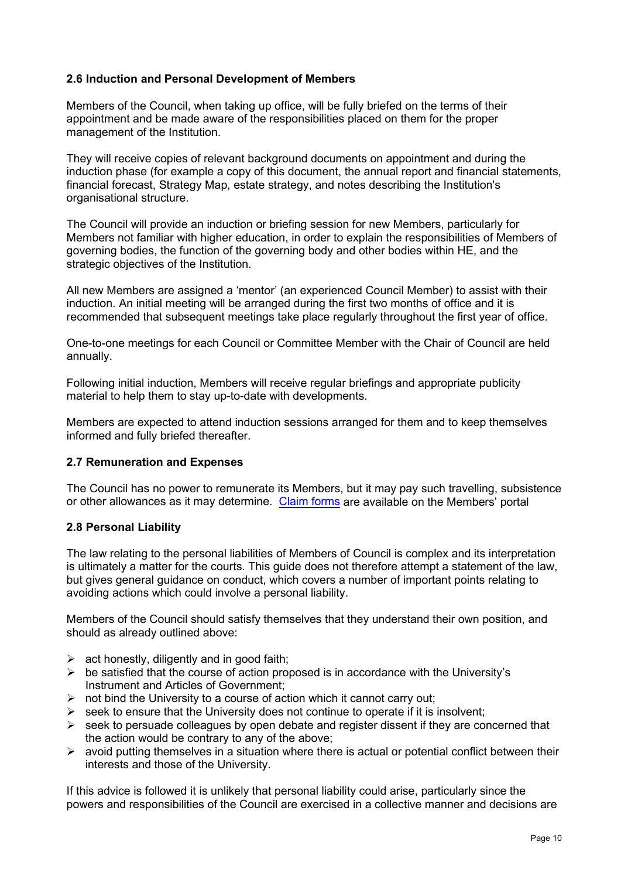### 2.6 Induction and Personal Development of Members

Members of the Council, when taking up office, will be fully briefed on the terms of their appointment and be made aware of the responsibilities placed on them for the proper management of the Institution.

They will receive copies of relevant background documents on appointment and during the induction phase (for example a copy of this document, the annual report and financial statements, financial forecast, Strategy Map, estate strategy, and notes describing the Institution's organisational structure.

The Council will provide an induction or briefing session for new Members, particularly for Members not familiar with higher education, in order to explain the responsibilities of Members of governing bodies, the function of the governing body and other bodies within HE, and the strategic objectives of the Institution.

All new Members are assigned a 'mentor' (an experienced Council Member) to assist with their induction. An initial meeting will be arranged during the first two months of office and it is recommended that subsequent meetings take place regularly throughout the first year of office.

One-to-one meetings for each Council or Committee Member with the Chair of Council are held annually.

Following initial induction, Members will receive regular briefings and appropriate publicity material to help them to stay up-to-date with developments.

Members are expected to attend induction sessions arranged for them and to keep themselves informed and fully briefed thereafter.

### 2.7 Remuneration and Expenses

The Council has no power to remunerate its Members, but it may pay such travelling, subsistence or other allowances as it may determine. Claim forms are available on the Members' portal

### 2.8 Personal Liability

The law relating to the personal liabilities of Members of Council is complex and its interpretation is ultimately a matter for the courts. This guide does not therefore attempt a statement of the law, but gives general guidance on conduct, which covers a number of important points relating to avoiding actions which could involve a personal liability.

Members of the Council should satisfy themselves that they understand their own position, and should as already outlined above:

- act honestly, diligently and in good faith;
- be satisfied that the course of action proposed is in accordance with the University's Instrument and Articles of Government;
- not bind the University to a course of action which it cannot carry out;
- seek to ensure that the University does not continue to operate if it is insolvent;
- seek to persuade colleagues by open debate and register dissent if they are concerned that the action would be contrary to any of the above;
- avoid putting themselves in a situation where there is actual or potential conflict between their interests and those of the University.

If this advice is followed it is unlikely that personal liability could arise, particularly since the powers and responsibilities of the Council are exercised in a collective manner and decisions are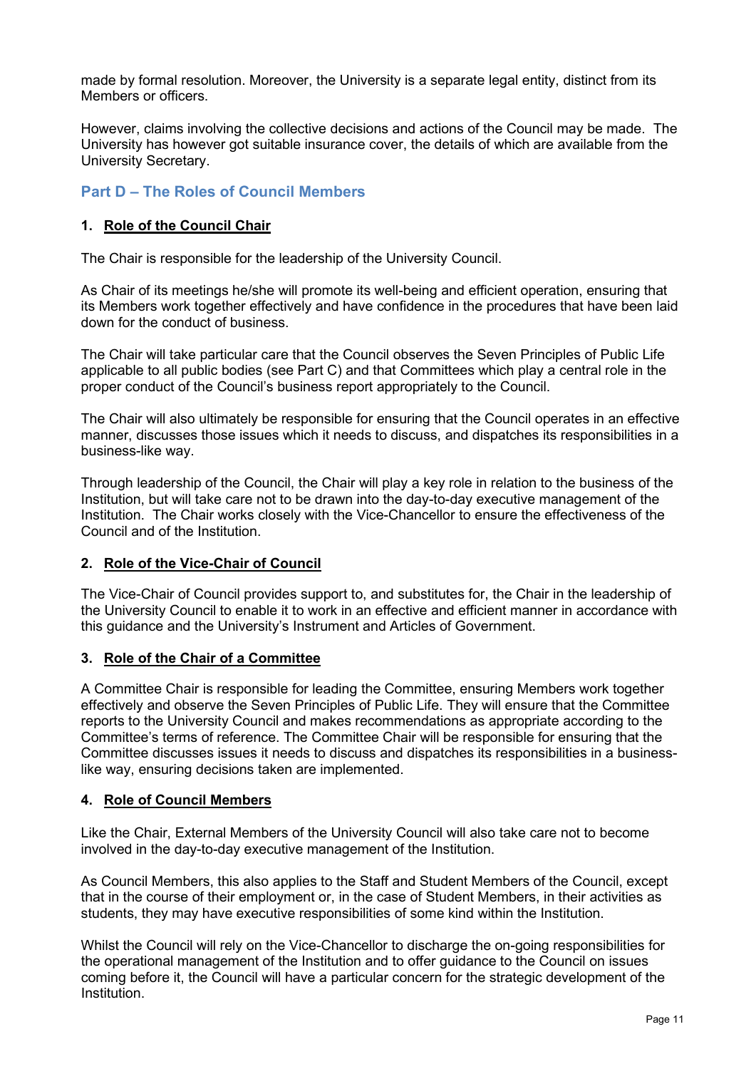made by formal resolution. Moreover, the University is a separate legal entity, distinct from its Members or officers.

However, claims involving the collective decisions and actions of the Council may be made. The University has however got suitable insurance cover, the details of which are available from the University Secretary.

## Part D – The Roles of Council Members

### 1. Role of the Council Chair

The Chair is responsible for the leadership of the University Council.

As Chair of its meetings he/she will promote its well-being and efficient operation, ensuring that its Members work together effectively and have confidence in the procedures that have been laid down for the conduct of business.

The Chair will take particular care that the Council observes the Seven Principles of Public Life applicable to all public bodies (see Part C) and that Committees which play a central role in the proper conduct of the Council's business report appropriately to the Council.

The Chair will also ultimately be responsible for ensuring that the Council operates in an effective manner, discusses those issues which it needs to discuss, and dispatches its responsibilities in a business-like way.

Through leadership of the Council, the Chair will play a key role in relation to the business of the Institution, but will take care not to be drawn into the day-to-day executive management of the Institution. The Chair works closely with the Vice-Chancellor to ensure the effectiveness of the Council and of the Institution.

### 2. Role of the Vice-Chair of Council

The Vice-Chair of Council provides support to, and substitutes for, the Chair in the leadership of the University Council to enable it to work in an effective and efficient manner in accordance with this guidance and the University's Instrument and Articles of Government.

### 3. Role of the Chair of a Committee

A Committee Chair is responsible for leading the Committee, ensuring Members work together effectively and observe the Seven Principles of Public Life. They will ensure that the Committee reports to the University Council and makes recommendations as appropriate according to the Committee's terms of reference. The Committee Chair will be responsible for ensuring that the Committee discusses issues it needs to discuss and dispatches its responsibilities in a business-like way, ensuring decisions taken are implemented.

### 4. Role of Council Members

Like the Chair, External Members of the University Council will also take care not to become involved in the day-to-day executive management of the Institution.

As Council Members, this also applies to the Staff and Student Members of the Council, except that in the course of their employment or, in the case of Student Members, in their activities as students, they may have executive responsibilities of some kind within the Institution.

Whilst the Council will rely on the Vice-Chancellor to discharge the on-going responsibilities for the operational management of the Institution and to offer guidance to the Council on issues coming before it, the Council will have a particular concern for the strategic development of the Institution.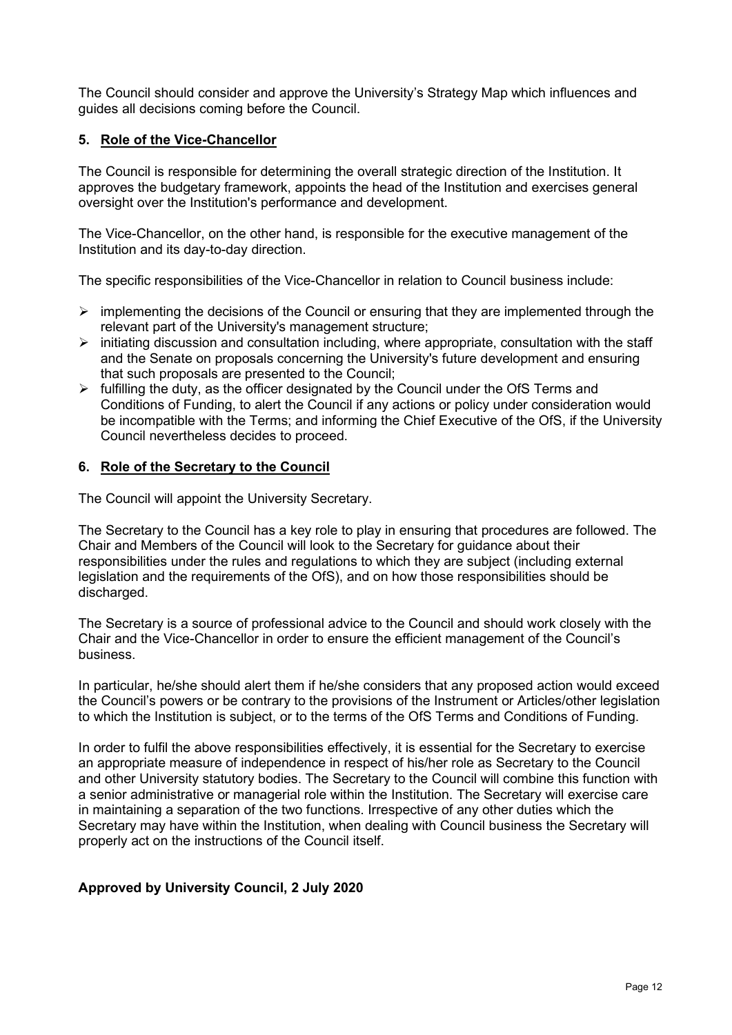The Council should consider and approve the University's Strategy Map which influences and guides all decisions coming before the Council.

## 5. Role of the Vice-Chancellor

The Council is responsible for determining the overall strategic direction of the Institution. It approves the budgetary framework, appoints the head of the Institution and exercises general oversight over the Institution's performance and development.

The Vice-Chancellor, on the other hand, is responsible for the executive management of the Institution and its day-to-day direction.

The specific responsibilities of the Vice-Chancellor in relation to Council business include:

- implementing the decisions of the Council or ensuring that they are implemented through the relevant part of the University's management structure;
- initiating discussion and consultation including, where appropriate, consultation with the staff and the Senate on proposals concerning the University's future development and ensuring that such proposals are presented to the Council;
- fulfilling the duty, as the officer designated by the Council under the OfS Terms and Conditions of Funding, to alert the Council if any actions or policy under consideration would be incompatible with the Terms; and informing the Chief Executive of the OfS, if the University Council nevertheless decides to proceed.

## 6. Role of the Secretary to the Council

The Council will appoint the University Secretary.

The Secretary to the Council has a key role to play in ensuring that procedures are followed. The Chair and Members of the Council will look to the Secretary for guidance about their responsibilities under the rules and regulations to which they are subject (including external legislation and the requirements of the OfS), and on how those responsibilities should be discharged.

The Secretary is a source of professional advice to the Council and should work closely with the Chair and the Vice-Chancellor in order to ensure the efficient management of the Council's business.

In particular, he/she should alert them if he/she considers that any proposed action would exceed the Council's powers or be contrary to the provisions of the Instrument or Articles/other legislation to which the Institution is subject, or to the terms of the OfS Terms and Conditions of Funding.

In order to fulfil the above responsibilities effectively, it is essential for the Secretary to exercise an appropriate measure of independence in respect of his/her role as Secretary to the Council and other University statutory bodies. The Secretary to the Council will combine this function with a senior administrative or managerial role within the Institution. The Secretary will exercise care in maintaining a separation of the two functions. Irrespective of any other duties which the Secretary may have within the Institution, when dealing with Council business the Secretary will properly act on the instructions of the Council itself.

**Approved by University Council, 2 July 2020**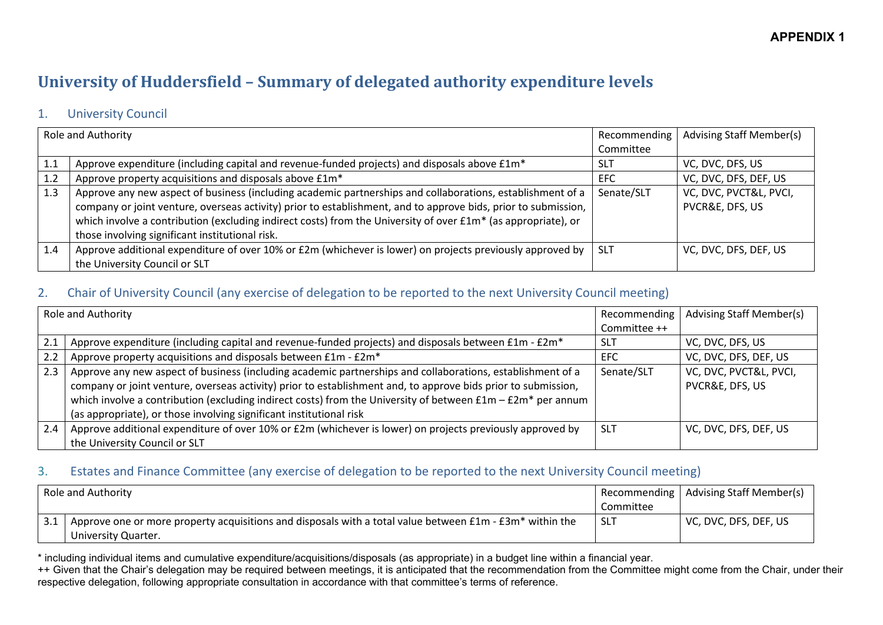**APPENDIX 1**

# University of Huddersfield – Summary of delegated authority expenditure levels

## 1. University Council

| Role and Authority | | Recommending Committee | Advising Staff Member(s) |
|---|---|---|---|
| 1.1 | Approve expenditure (including capital and revenue-funded projects) and disposals above £1m* | SLT | VC, DVC, DFS, US |
| 1.2 | Approve property acquisitions and disposals above £1m* | EFC | VC, DVC, DFS, DEF, US |
| 1.3 | Approve any new aspect of business (including academic partnerships and collaborations, establishment of a company or joint venture, overseas activity) prior to establishment, and to approve bids, prior to submission, which involve a contribution (excluding indirect costs) from the University of over £1m* (as appropriate), or those involving significant institutional risk. | Senate/SLT | VC, DVC, PVCT&L, PVCI, PVCR&E, DFS, US |
| 1.4 | Approve additional expenditure of over 10% or £2m (whichever is lower) on projects previously approved by the University Council or SLT | SLT | VC, DVC, DFS, DEF, US |

## 2. Chair of University Council (any exercise of delegation to be reported to the next University Council meeting)

| Role and Authority | | Recommending Committee ++ | Advising Staff Member(s) |
|---|---|---|---|
| 2.1 | Approve expenditure (including capital and revenue-funded projects) and disposals between £1m - £2m* | SLT | VC, DVC, DFS, US |
| 2.2 | Approve property acquisitions and disposals between £1m - £2m* | EFC | VC, DVC, DFS, DEF, US |
| 2.3 | Approve any new aspect of business (including academic partnerships and collaborations, establishment of a company or joint venture, overseas activity) prior to establishment and, to approve bids prior to submission, which involve a contribution (excluding indirect costs) from the University of between £1m – £2m* per annum (as appropriate), or those involving significant institutional risk | Senate/SLT | VC, DVC, PVCT&L, PVCI, PVCR&E, DFS, US |
| 2.4 | Approve additional expenditure of over 10% or £2m (whichever is lower) on projects previously approved by the University Council or SLT | SLT | VC, DVC, DFS, DEF, US |

## 3. Estates and Finance Committee (any exercise of delegation to be reported to the next University Council meeting)

| Role and Authority | | Recommending Committee | Advising Staff Member(s) |
|---|---|---|---|
| 3.1 | Approve one or more property acquisitions and disposals with a total value between £1m - £3m* within the University Quarter. | SLT | VC, DVC, DFS, DEF, US |

* including individual items and cumulative expenditure/acquisitions/disposals (as appropriate) in a budget line within a financial year.

++ Given that the Chair's delegation may be required between meetings, it is anticipated that the recommendation from the Committee might come from the Chair, under their respective delegation, following appropriate consultation in accordance with that committee's terms of reference.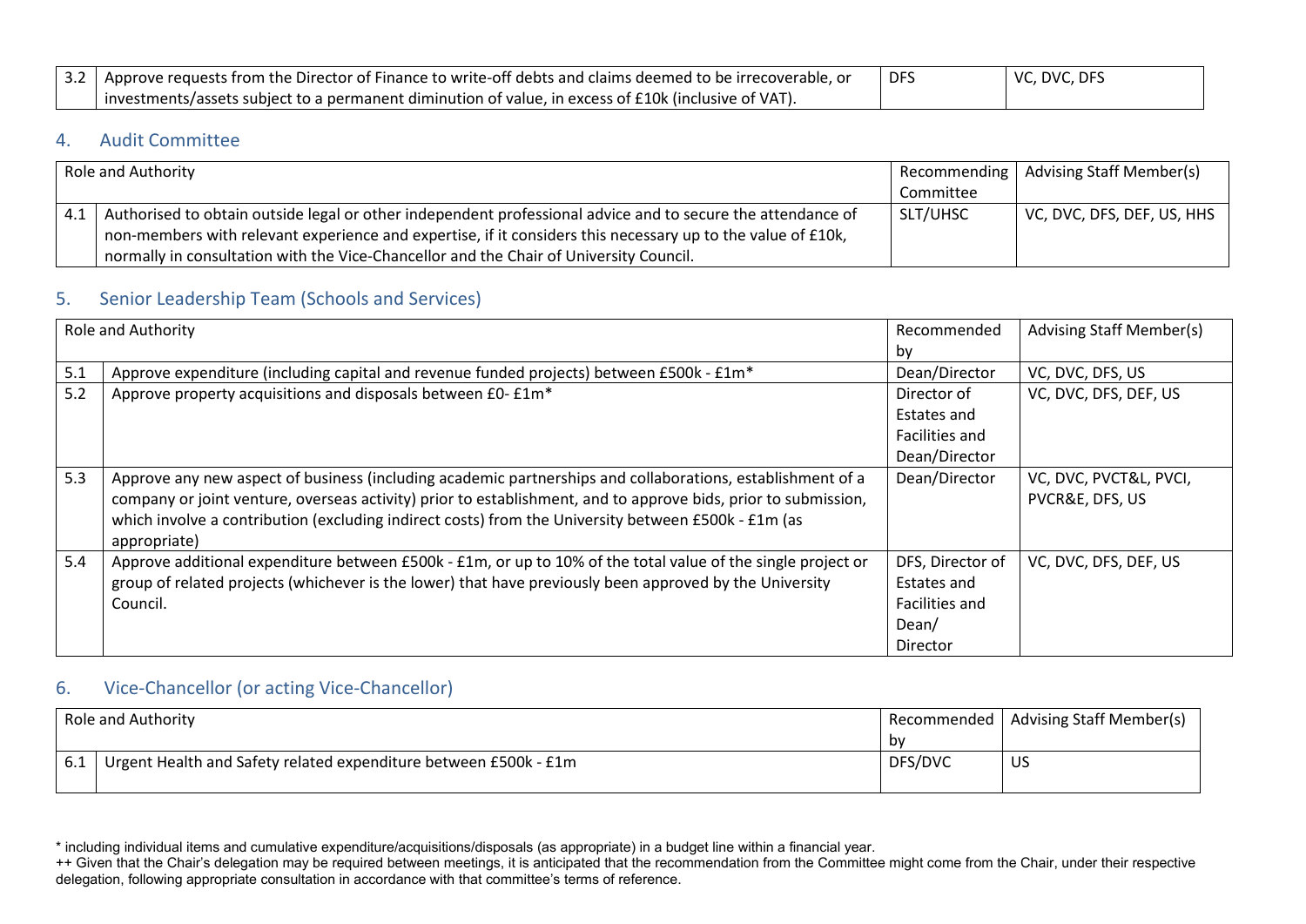| | | | |
|---|---|---|---|
| 3.2 | Approve requests from the Director of Finance to write-off debts and claims deemed to be irrecoverable, or investments/assets subject to a permanent diminution of value, in excess of £10k (inclusive of VAT). | DFS | VC, DVC, DFS |

## 4. Audit Committee

| Role and Authority | | Recommending Committee | Advising Staff Member(s) |
|---|---|---|---|
| 4.1 | Authorised to obtain outside legal or other independent professional advice and to secure the attendance of non-members with relevant experience and expertise, if it considers this necessary up to the value of £10k, normally in consultation with the Vice-Chancellor and the Chair of University Council. | SLT/UHSC | VC, DVC, DFS, DEF, US, HHS |

## 5. Senior Leadership Team (Schools and Services)

| Role and Authority | | Recommended by | Advising Staff Member(s) |
|---|---|---|---|
| 5.1 | Approve expenditure (including capital and revenue funded projects) between £500k - £1m* | Dean/Director | VC, DVC, DFS, US |
| 5.2 | Approve property acquisitions and disposals between £0- £1m* | Director of Estates and Facilities and Dean/Director | VC, DVC, DFS, DEF, US |
| 5.3 | Approve any new aspect of business (including academic partnerships and collaborations, establishment of a company or joint venture, overseas activity) prior to establishment, and to approve bids, prior to submission, which involve a contribution (excluding indirect costs) from the University between £500k - £1m (as appropriate) | Dean/Director | VC, DVC, PVCT&L, PVCI, PVCR&E, DFS, US |
| 5.4 | Approve additional expenditure between £500k - £1m, or up to 10% of the total value of the single project or group of related projects (whichever is the lower) that have previously been approved by the University Council. | DFS, Director of Estates and Facilities and Dean/ Director | VC, DVC, DFS, DEF, US |

## 6. Vice-Chancellor (or acting Vice-Chancellor)

| Role and Authority | | Recommended by | Advising Staff Member(s) |
|---|---|---|---|
| 6.1 | Urgent Health and Safety related expenditure between £500k - £1m | DFS/DVC | US |

* including individual items and cumulative expenditure/acquisitions/disposals (as appropriate) in a budget line within a financial year.

++ Given that the Chair's delegation may be required between meetings, it is anticipated that the recommendation from the Committee might come from the Chair, under their respective delegation, following appropriate consultation in accordance with that committee's terms of reference.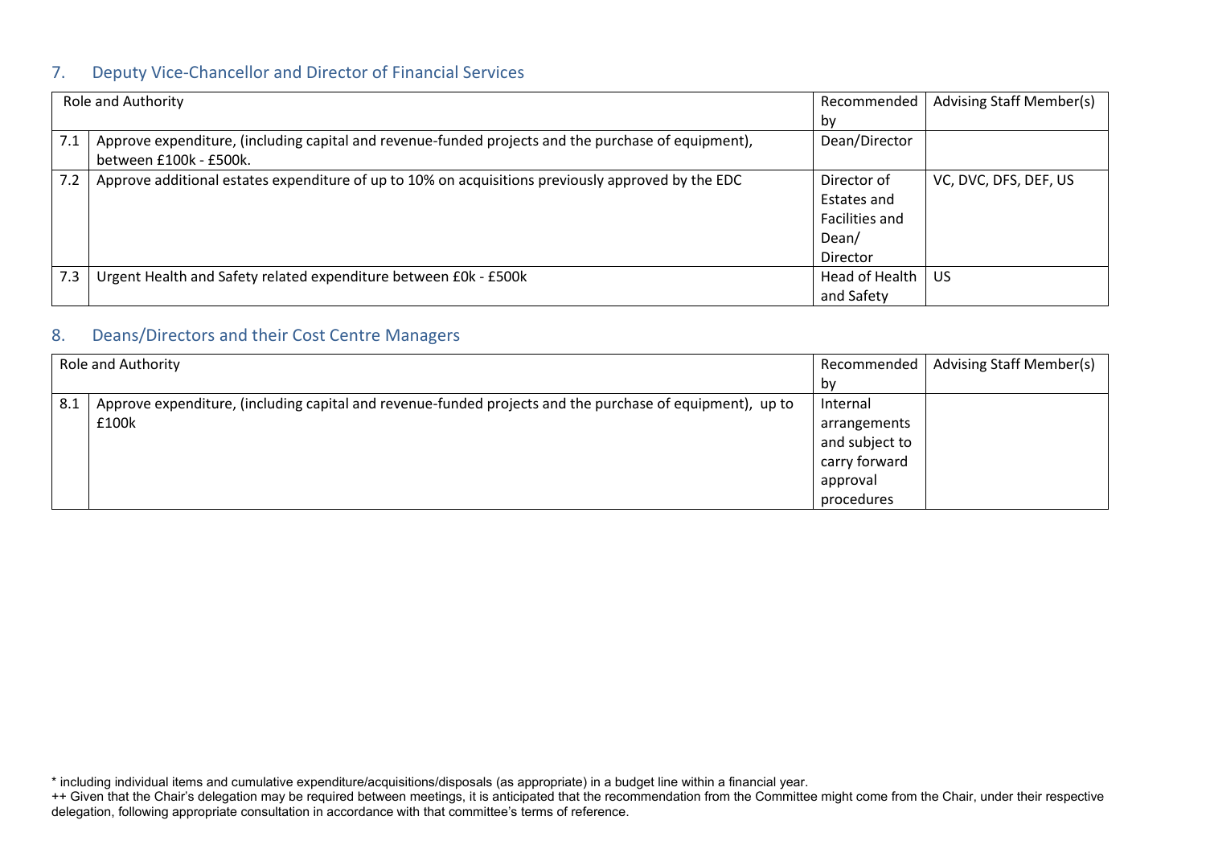## 7. Deputy Vice-Chancellor and Director of Financial Services

| Role and Authority | | Recommended by | Advising Staff Member(s) |
|---|---|---|---|
| 7.1 | Approve expenditure, (including capital and revenue-funded projects and the purchase of equipment), between £100k - £500k. | Dean/Director | |
| 7.2 | Approve additional estates expenditure of up to 10% on acquisitions previously approved by the EDC | Director of Estates and Facilities and Dean/ Director | VC, DVC, DFS, DEF, US |
| 7.3 | Urgent Health and Safety related expenditure between £0k - £500k | Head of Health and Safety | US |

## 8. Deans/Directors and their Cost Centre Managers

| Role and Authority | | Recommended by | Advising Staff Member(s) |
|---|---|---|---|
| 8.1 | Approve expenditure, (including capital and revenue-funded projects and the purchase of equipment), up to £100k | Internal arrangements and subject to carry forward approval procedures | |

* including individual items and cumulative expenditure/acquisitions/disposals (as appropriate) in a budget line within a financial year.

++ Given that the Chair's delegation may be required between meetings, it is anticipated that the recommendation from the Committee might come from the Chair, under their respective delegation, following appropriate consultation in accordance with that committee's terms of reference.